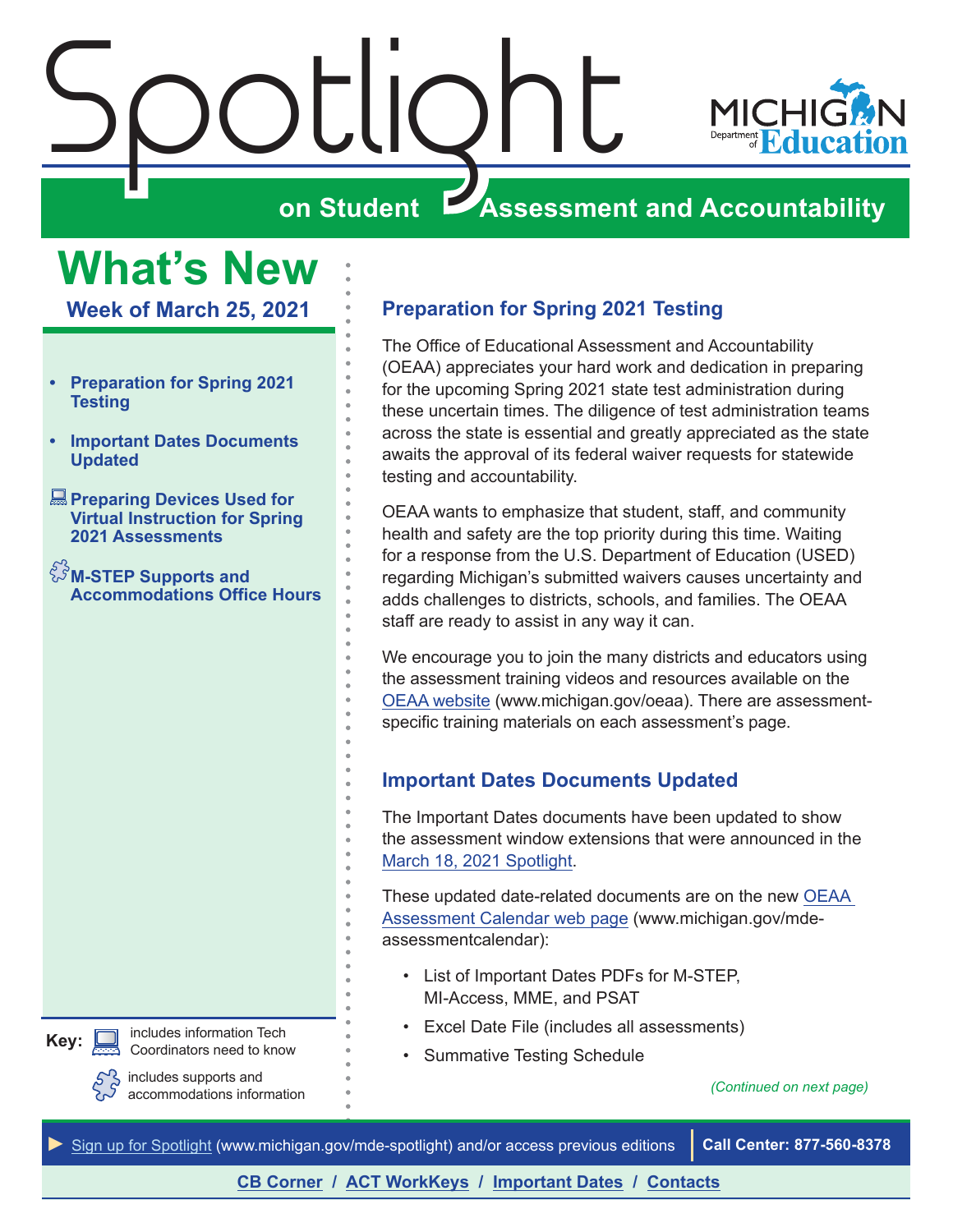# Spotlight

**on Student Assessment and Accountability**

MICHIGAN Department of Education

## What's New

**Week of March 25, 2021**

- **Preparation for Spring 2021 Testing**
- **Important Dates Documents Updated**
- **Preparing Devices Used for Virtual Instruction for Spring 2021 Assessments**
- **M-STEP Supports and Accommodations Office Hours**

**Key:**
- includes information Tech Coordinators need to know
- includes supports and accommodations information

## Preparation for Spring 2021 Testing

The Office of Educational Assessment and Accountability (OEAA) appreciates your hard work and dedication in preparing for the upcoming Spring 2021 state test administration during these uncertain times. The diligence of test administration teams across the state is essential and greatly appreciated as the state awaits the approval of its federal waiver requests for statewide testing and accountability.

OEAA wants to emphasize that student, staff, and community health and safety are the top priority during this time. Waiting for a response from the U.S. Department of Education (USED) regarding Michigan's submitted waivers causes uncertainty and adds challenges to districts, schools, and families. The OEAA staff are ready to assist in any way it can.

We encourage you to join the many districts and educators using the assessment training videos and resources available on the OEAA website (www.michigan.gov/oeaa). There are assessment-specific training materials on each assessment's page.

## Important Dates Documents Updated

The Important Dates documents have been updated to show the assessment window extensions that were announced in the March 18, 2021 Spotlight.

These updated date-related documents are on the new OEAA Assessment Calendar web page (www.michigan.gov/mde-assessmentcalendar):

- List of Important Dates PDFs for M-STEP, MI-Access, MME, and PSAT
- Excel Date File (includes all assessments)
- Summative Testing Schedule

*(Continued on next page)*

► Sign up for Spotlight (www.michigan.gov/mde-spotlight) and/or access previous editions | **Call Center: 877-560-8378**

**CB Corner / ACT WorkKeys / Important Dates / Contacts**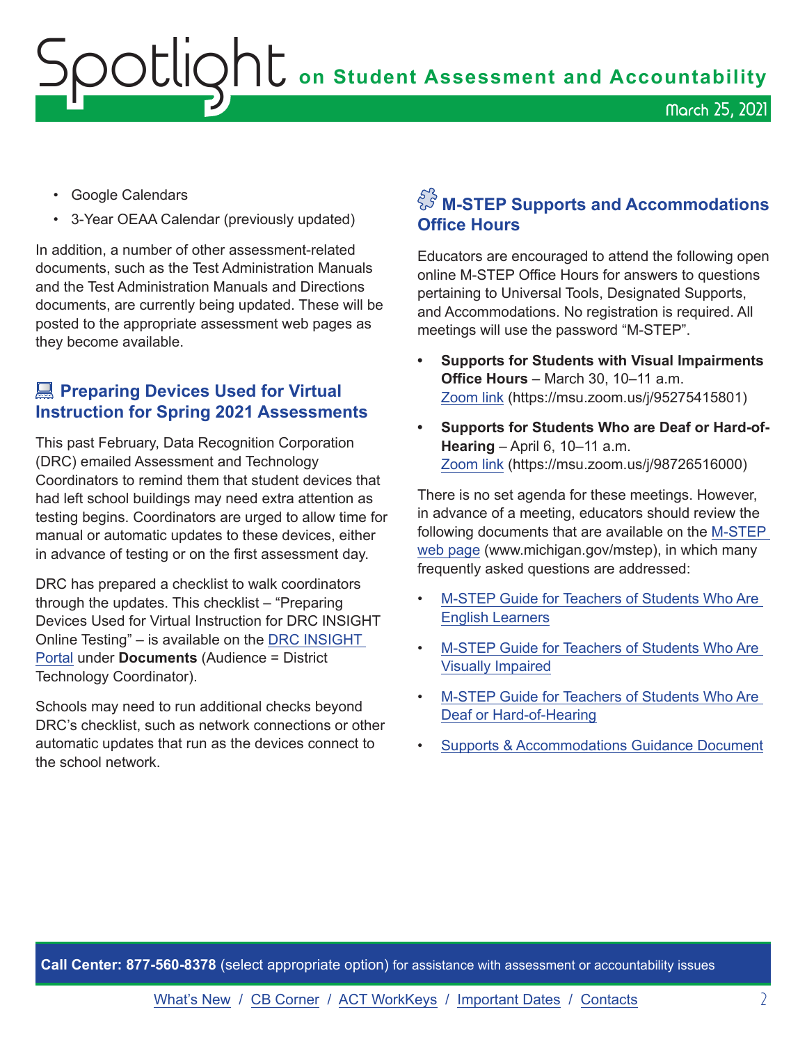- Google Calendars
- 3-Year OEAA Calendar (previously updated)

In addition, a number of other assessment-related documents, such as the Test Administration Manuals and the Test Administration Manuals and Directions documents, are currently being updated. These will be posted to the appropriate assessment web pages as they become available.

## Preparing Devices Used for Virtual Instruction for Spring 2021 Assessments

This past February, Data Recognition Corporation (DRC) emailed Assessment and Technology Coordinators to remind them that student devices that had left school buildings may need extra attention as testing begins. Coordinators are urged to allow time for manual or automatic updates to these devices, either in advance of testing or on the first assessment day.

DRC has prepared a checklist to walk coordinators through the updates. This checklist – "Preparing Devices Used for Virtual Instruction for DRC INSIGHT Online Testing" – is available on the DRC INSIGHT Portal under **Documents** (Audience = District Technology Coordinator).

Schools may need to run additional checks beyond DRC's checklist, such as network connections or other automatic updates that run as the devices connect to the school network.

## M-STEP Supports and Accommodations Office Hours

Educators are encouraged to attend the following open online M-STEP Office Hours for answers to questions pertaining to Universal Tools, Designated Supports, and Accommodations. No registration is required. All meetings will use the password "M-STEP".

- **Supports for Students with Visual Impairments Office Hours** – March 30, 10–11 a.m. Zoom link (https://msu.zoom.us/j/95275415801)
- **Supports for Students Who are Deaf or Hard-of-Hearing** – April 6, 10–11 a.m. Zoom link (https://msu.zoom.us/j/98726516000)

There is no set agenda for these meetings. However, in advance of a meeting, educators should review the following documents that are available on the M-STEP web page (www.michigan.gov/mstep), in which many frequently asked questions are addressed:

- M-STEP Guide for Teachers of Students Who Are English Learners
- M-STEP Guide for Teachers of Students Who Are Visually Impaired
- M-STEP Guide for Teachers of Students Who Are Deaf or Hard-of-Hearing
- Supports & Accommodations Guidance Document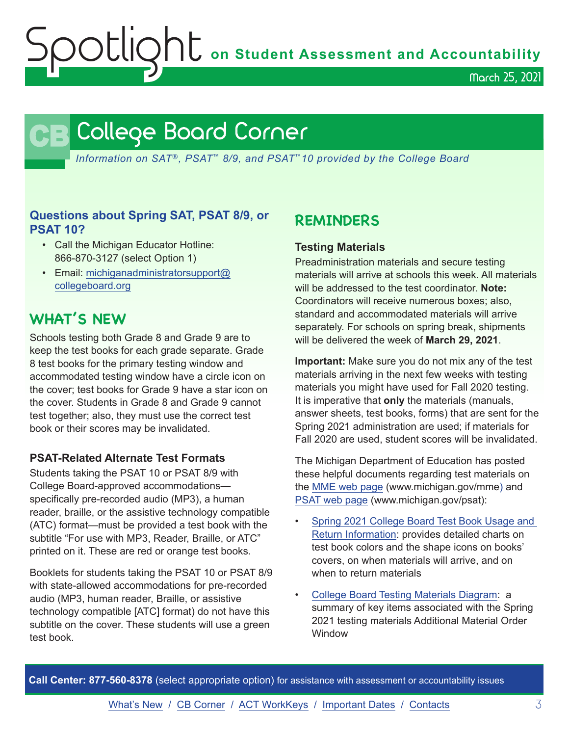# College Board Corner

*Information on SAT®, PSAT™ 8/9, and PSAT™ 10 provided by the College Board*

### Questions about Spring SAT, PSAT 8/9, or PSAT 10?

- Call the Michigan Educator Hotline: 866-870-3127 (select Option 1)
- Email: michiganadministratorsupport@collegeboard.org

## WHAT'S NEW

Schools testing both Grade 8 and Grade 9 are to keep the test books for each grade separate. Grade 8 test books for the primary testing window and accommodated testing window have a circle icon on the cover; test books for Grade 9 have a star icon on the cover. Students in Grade 8 and Grade 9 cannot test together; also, they must use the correct test book or their scores may be invalidated.

### PSAT-Related Alternate Test Formats

Students taking the PSAT 10 or PSAT 8/9 with College Board-approved accommodations—specifically pre-recorded audio (MP3), a human reader, braille, or the assistive technology compatible (ATC) format—must be provided a test book with the subtitle "For use with MP3, Reader, Braille, or ATC" printed on it. These are red or orange test books.

Booklets for students taking the PSAT 10 or PSAT 8/9 with state-allowed accommodations for pre-recorded audio (MP3, human reader, Braille, or assistive technology compatible [ATC] format) do not have this subtitle on the cover. These students will use a green test book.

## REMINDERS

### Testing Materials

Preadministration materials and secure testing materials will arrive at schools this week. All materials will be addressed to the test coordinator. **Note:** Coordinators will receive numerous boxes; also, standard and accommodated materials will arrive separately. For schools on spring break, shipments will be delivered the week of **March 29, 2021**.

**Important:** Make sure you do not mix any of the test materials arriving in the next few weeks with testing materials you might have used for Fall 2020 testing. It is imperative that **only** the materials (manuals, answer sheets, test books, forms) that are sent for the Spring 2021 administration are used; if materials for Fall 2020 are used, student scores will be invalidated.

The Michigan Department of Education has posted these helpful documents regarding test materials on the MME web page (www.michigan.gov/mme) and PSAT web page (www.michigan.gov/psat):

- Spring 2021 College Board Test Book Usage and Return Information: provides detailed charts on test book colors and the shape icons on books' covers, on when materials will arrive, and on when to return materials
- College Board Testing Materials Diagram: a summary of key items associated with the Spring 2021 testing materials Additional Material Order Window

**Call Center: 877-560-8378** (select appropriate option) for assistance with assessment or accountability issues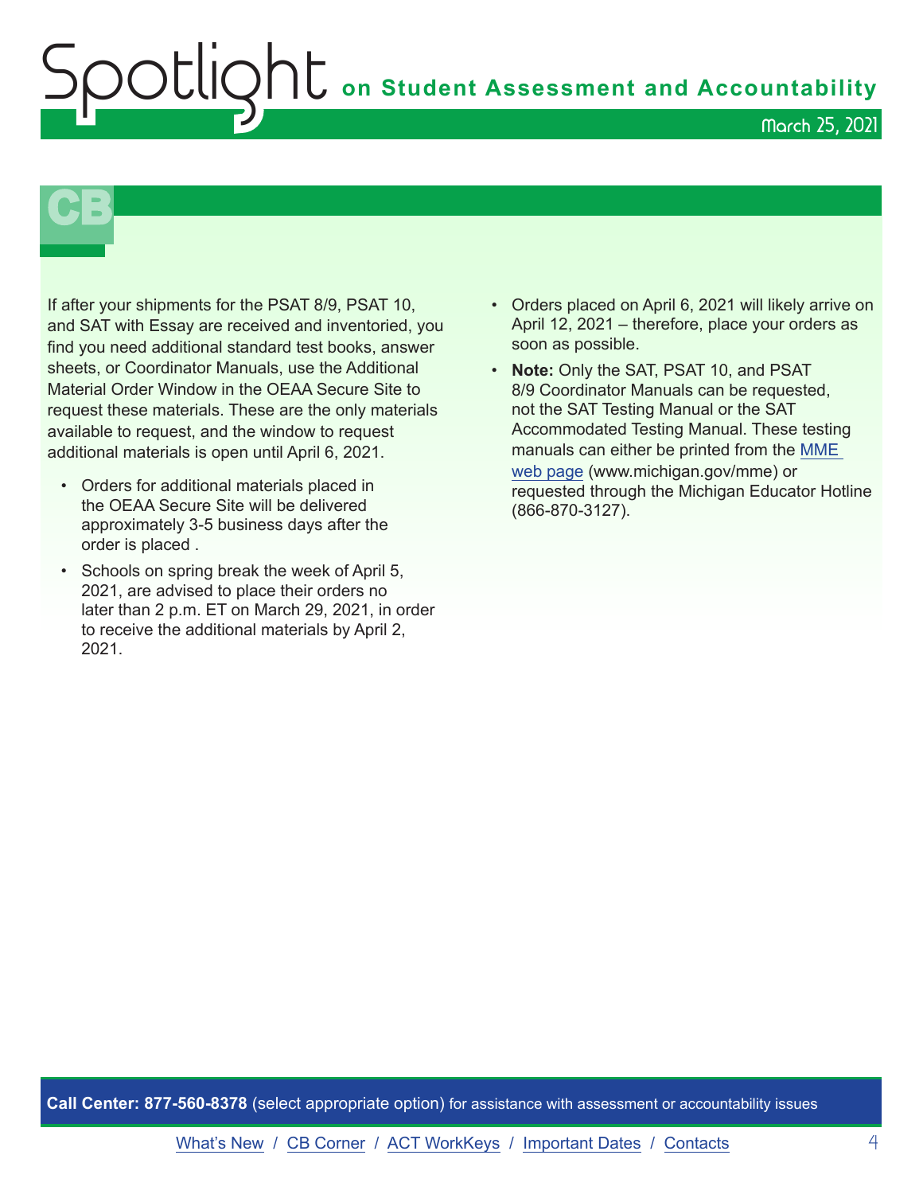If after your shipments for the PSAT 8/9, PSAT 10, and SAT with Essay are received and inventoried, you find you need additional standard test books, answer sheets, or Coordinator Manuals, use the Additional Material Order Window in the OEAA Secure Site to request these materials. These are the only materials available to request, and the window to request additional materials is open until April 6, 2021.

- Orders for additional materials placed in the OEAA Secure Site will be delivered approximately 3-5 business days after the order is placed .
- Schools on spring break the week of April 5, 2021, are advised to place their orders no later than 2 p.m. ET on March 29, 2021, in order to receive the additional materials by April 2, 2021.
- Orders placed on April 6, 2021 will likely arrive on April 12, 2021 – therefore, place your orders as soon as possible.
- **Note:** Only the SAT, PSAT 10, and PSAT 8/9 Coordinator Manuals can be requested, not the SAT Testing Manual or the SAT Accommodated Testing Manual. These testing manuals can either be printed from the MME web page (www.michigan.gov/mme) or requested through the Michigan Educator Hotline (866-870-3127).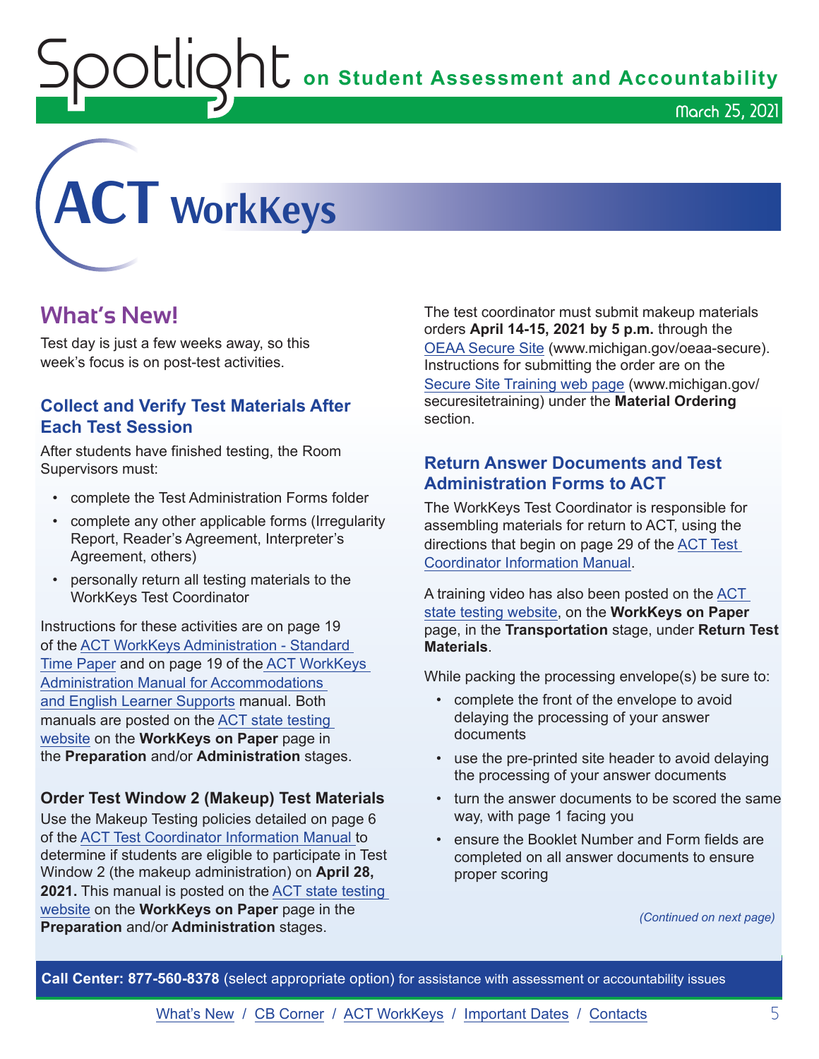# ACT WorkKeys

## What's New!

Test day is just a few weeks away, so this week's focus is on post-test activities.

### Collect and Verify Test Materials After Each Test Session

After students have finished testing, the Room Supervisors must:

- complete the Test Administration Forms folder
- complete any other applicable forms (Irregularity Report, Reader's Agreement, Interpreter's Agreement, others)
- personally return all testing materials to the WorkKeys Test Coordinator

Instructions for these activities are on page 19 of the ACT WorkKeys Administration - Standard Time Paper and on page 19 of the ACT WorkKeys Administration Manual for Accommodations and English Learner Supports manual. Both manuals are posted on the ACT state testing website on the **WorkKeys on Paper** page in the **Preparation** and/or **Administration** stages.

#### Order Test Window 2 (Makeup) Test Materials

Use the Makeup Testing policies detailed on page 6 of the ACT Test Coordinator Information Manual to determine if students are eligible to participate in Test Window 2 (the makeup administration) on **April 28, 2021.** This manual is posted on the ACT state testing website on the **WorkKeys on Paper** page in the **Preparation** and/or **Administration** stages.

The test coordinator must submit makeup materials orders **April 14-15, 2021 by 5 p.m.** through the OEAA Secure Site (www.michigan.gov/oeaa-secure). Instructions for submitting the order are on the Secure Site Training web page (www.michigan.gov/securesitetraining) under the **Material Ordering** section.

### Return Answer Documents and Test Administration Forms to ACT

The WorkKeys Test Coordinator is responsible for assembling materials for return to ACT, using the directions that begin on page 29 of the ACT Test Coordinator Information Manual.

A training video has also been posted on the ACT state testing website, on the **WorkKeys on Paper** page, in the **Transportation** stage, under **Return Test Materials**.

While packing the processing envelope(s) be sure to:

- complete the front of the envelope to avoid delaying the processing of your answer documents
- use the pre-printed site header to avoid delaying the processing of your answer documents
- turn the answer documents to be scored the same way, with page 1 facing you
- ensure the Booklet Number and Form fields are completed on all answer documents to ensure proper scoring

*(Continued on next page)*

**Call Center: 877-560-8378** (select appropriate option) for assistance with assessment or accountability issues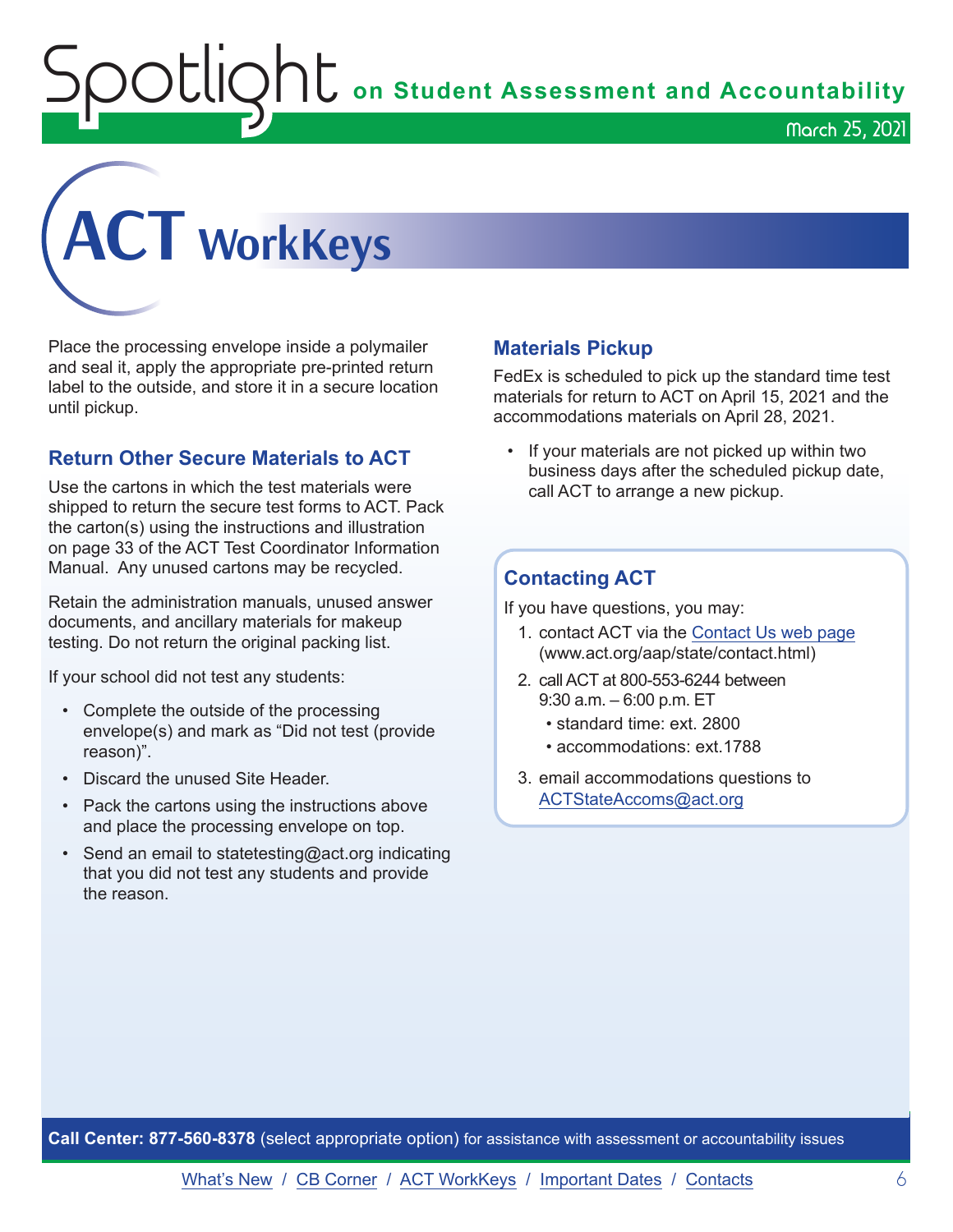# ACT WorkKeys

Place the processing envelope inside a polymailer and seal it, apply the appropriate pre-printed return label to the outside, and store it in a secure location until pickup.

### Return Other Secure Materials to ACT

Use the cartons in which the test materials were shipped to return the secure test forms to ACT. Pack the carton(s) using the instructions and illustration on page 33 of the ACT Test Coordinator Information Manual. Any unused cartons may be recycled.

Retain the administration manuals, unused answer documents, and ancillary materials for makeup testing. Do not return the original packing list.

If your school did not test any students:

- Complete the outside of the processing envelope(s) and mark as "Did not test (provide reason)".
- Discard the unused Site Header.
- Pack the cartons using the instructions above and place the processing envelope on top.
- Send an email to statetesting@act.org indicating that you did not test any students and provide the reason.

### Materials Pickup

FedEx is scheduled to pick up the standard time test materials for return to ACT on April 15, 2021 and the accommodations materials on April 28, 2021.

- If your materials are not picked up within two business days after the scheduled pickup date, call ACT to arrange a new pickup.

### Contacting ACT

If you have questions, you may:

1. contact ACT via the Contact Us web page (www.act.org/aap/state/contact.html)
2. call ACT at 800-553-6244 between 9:30 a.m. – 6:00 p.m. ET
   - standard time: ext. 2800
   - accommodations: ext.1788
3. email accommodations questions to ACTStateAccoms@act.org

**Call Center: 877-560-8378** (select appropriate option) for assistance with assessment or accountability issues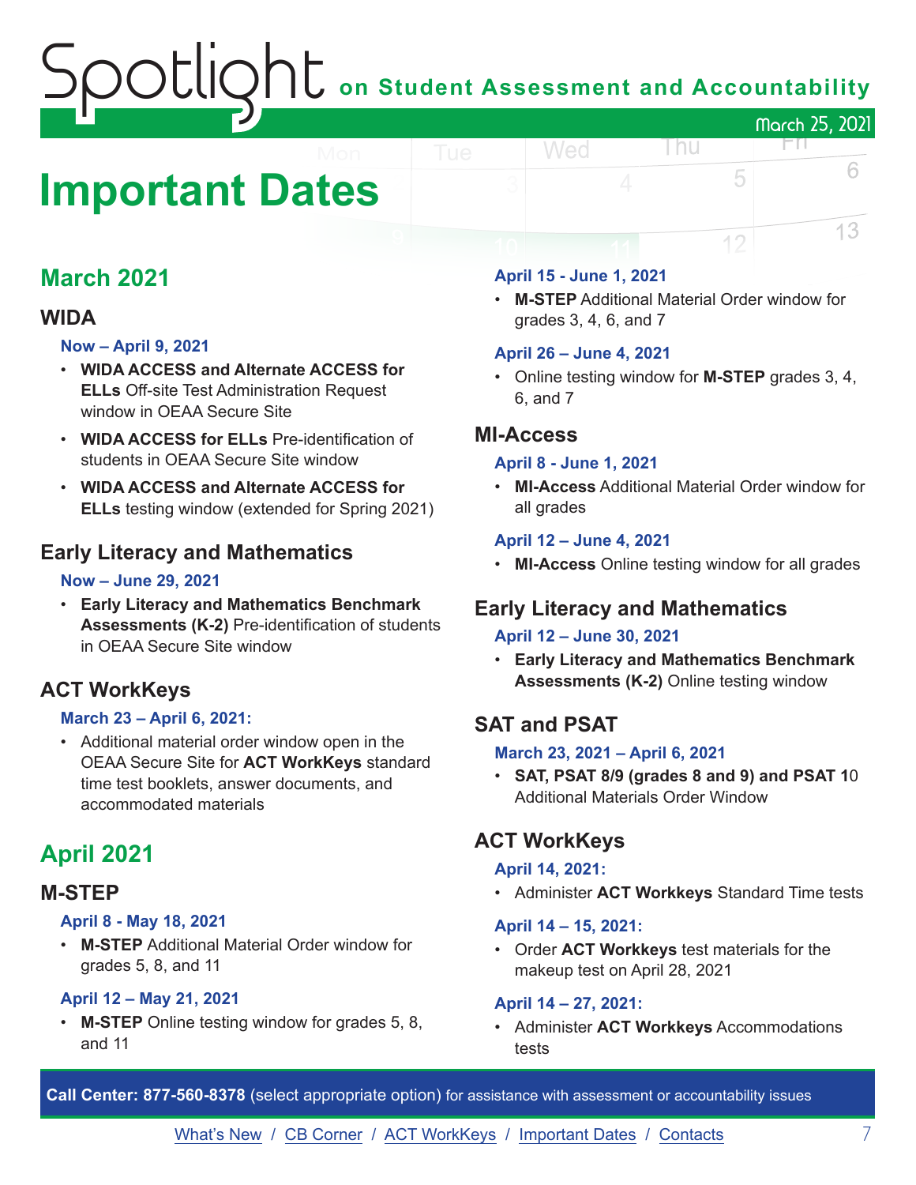# Important Dates

## March 2021

### WIDA

**Now – April 9, 2021**

- **WIDA ACCESS and Alternate ACCESS for ELLs** Off-site Test Administration Request window in OEAA Secure Site
- **WIDA ACCESS for ELLs** Pre-identification of students in OEAA Secure Site window
- **WIDA ACCESS and Alternate ACCESS for ELLs** testing window (extended for Spring 2021)

### Early Literacy and Mathematics

**Now – June 29, 2021**

- **Early Literacy and Mathematics Benchmark Assessments (K-2)** Pre-identification of students in OEAA Secure Site window

### ACT WorkKeys

**March 23 – April 6, 2021:**

- Additional material order window open in the OEAA Secure Site for **ACT WorkKeys** standard time test booklets, answer documents, and accommodated materials

## April 2021

### M-STEP

**April 8 - May 18, 2021**

- **M-STEP** Additional Material Order window for grades 5, 8, and 11

**April 12 – May 21, 2021**

- **M-STEP** Online testing window for grades 5, 8, and 11

**April 15 - June 1, 2021**

- **M-STEP** Additional Material Order window for grades 3, 4, 6, and 7

**April 26 – June 4, 2021**

- Online testing window for **M-STEP** grades 3, 4, 6, and 7

### MI-Access

**April 8 - June 1, 2021**

- **MI-Access** Additional Material Order window for all grades

**April 12 – June 4, 2021**

- **MI-Access** Online testing window for all grades

### Early Literacy and Mathematics

**April 12 – June 30, 2021**

- **Early Literacy and Mathematics Benchmark Assessments (K-2)** Online testing window

### SAT and PSAT

**March 23, 2021 – April 6, 2021**

- **SAT, PSAT 8/9 (grades 8 and 9) and PSAT 1**0 Additional Materials Order Window

### ACT WorkKeys

**April 14, 2021:**

- Administer **ACT Workkeys** Standard Time tests

**April 14 – 15, 2021:**

- Order **ACT Workkeys** test materials for the makeup test on April 28, 2021

**April 14 – 27, 2021:**

- Administer **ACT Workkeys** Accommodations tests

**Call Center: 877-560-8378** (select appropriate option) for assistance with assessment or accountability issues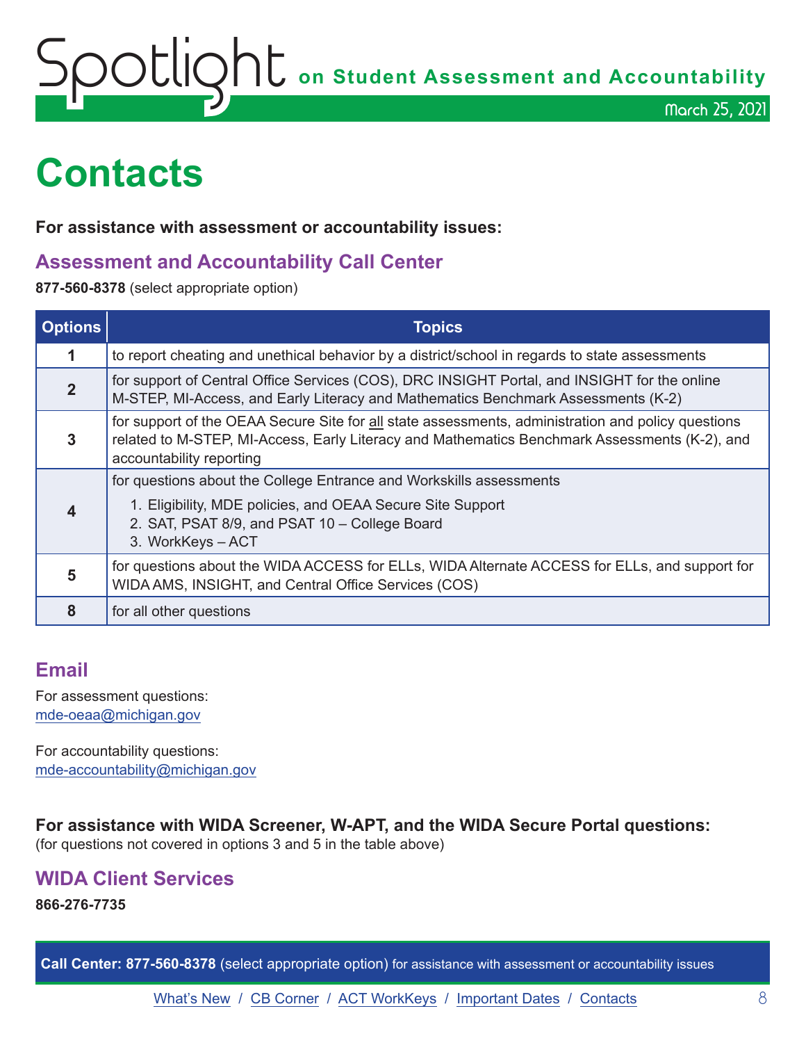# Contacts

**For assistance with assessment or accountability issues:**

## Assessment and Accountability Call Center

**877-560-8378** (select appropriate option)

| Options | Topics |
|---|---|
| **1** | to report cheating and unethical behavior by a district/school in regards to state assessments |
| **2** | for support of Central Office Services (COS), DRC INSIGHT Portal, and INSIGHT for the online M-STEP, MI-Access, and Early Literacy and Mathematics Benchmark Assessments (K-2) |
| **3** | for support of the OEAA Secure Site for all state assessments, administration and policy questions related to M-STEP, MI-Access, Early Literacy and Mathematics Benchmark Assessments (K-2), and accountability reporting |
| **4** | for questions about the College Entrance and Workskills assessments<br>1. Eligibility, MDE policies, and OEAA Secure Site Support<br>2. SAT, PSAT 8/9, and PSAT 10 – College Board<br>3. WorkKeys – ACT |
| **5** | for questions about the WIDA ACCESS for ELLs, WIDA Alternate ACCESS for ELLs, and support for WIDA AMS, INSIGHT, and Central Office Services (COS) |
| **8** | for all other questions |

## Email

For assessment questions:
mde-oeaa@michigan.gov

For accountability questions:
mde-accountability@michigan.gov

**For assistance with WIDA Screener, W-APT, and the WIDA Secure Portal questions:**
(for questions not covered in options 3 and 5 in the table above)

## WIDA Client Services

**866-276-7735**